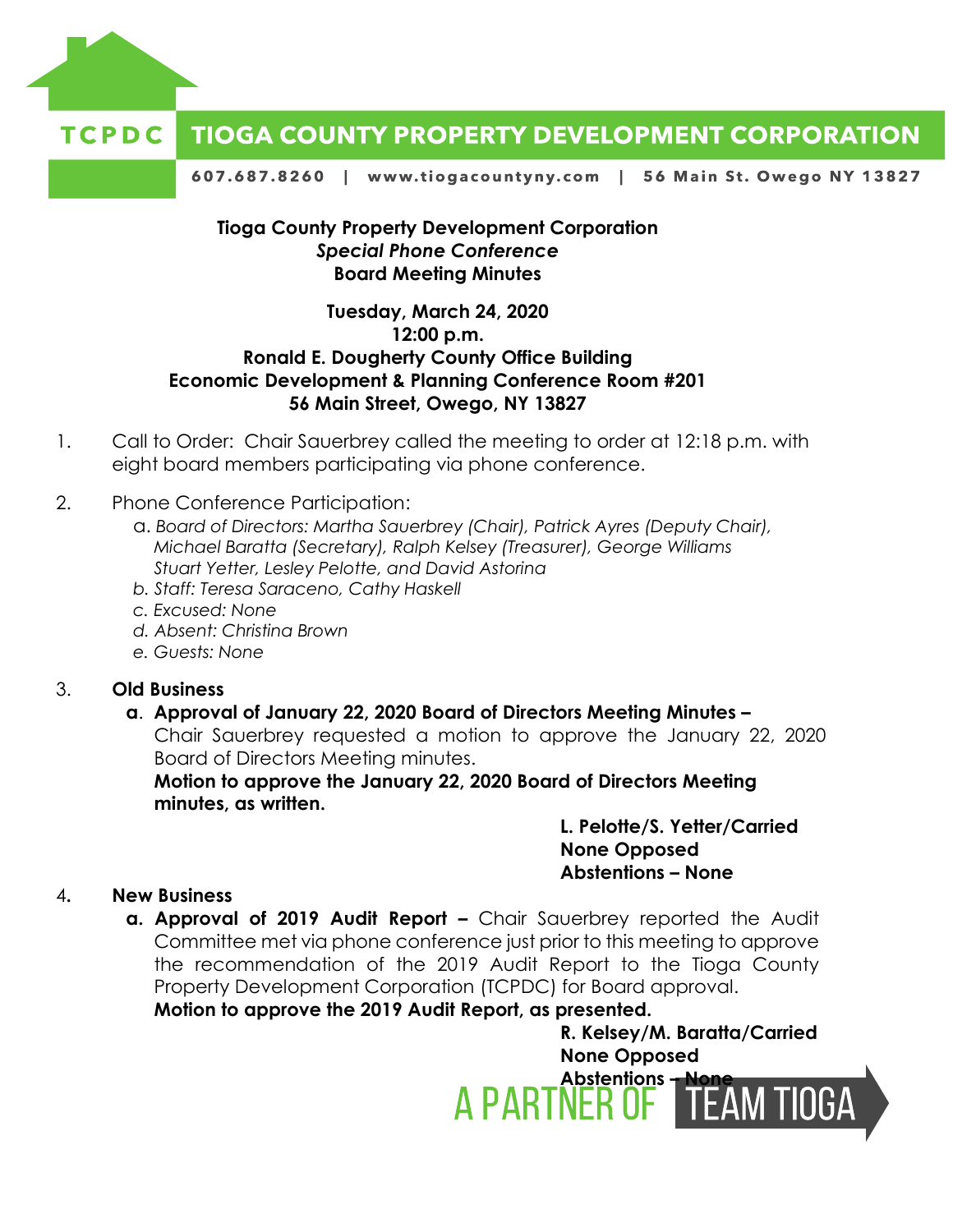# TCPDC TIOGA COUNTY PROPERTY DEVELOPMENT CORPORATION

607.687.8260 | www.tiogacountyny.com | 56 Main St. Owego NY 13827

**Tioga County Property Development Corporation**
***Special Phone Conference***
**Board Meeting Minutes**

**Tuesday, March 24, 2020**
**12:00 p.m.**
**Ronald E. Dougherty County Office Building**
**Economic Development & Planning Conference Room #201**
**56 Main Street, Owego, NY 13827**

1. Call to Order: Chair Sauerbrey called the meeting to order at 12:18 p.m. with eight board members participating via phone conference.

2. Phone Conference Participation:
   a. *Board of Directors: Martha Sauerbrey (Chair), Patrick Ayres (Deputy Chair), Michael Baratta (Secretary), Ralph Kelsey (Treasurer), George Williams Stuart Yetter, Lesley Pelotte, and David Astorina*
   b. *Staff: Teresa Saraceno, Cathy Haskell*
   c. *Excused: None*
   d. *Absent: Christina Brown*
   e. *Guests: None*

3. **Old Business**
   **a. Approval of January 22, 2020 Board of Directors Meeting Minutes –** Chair Sauerbrey requested a motion to approve the January 22, 2020 Board of Directors Meeting minutes.
   **Motion to approve the January 22, 2020 Board of Directors Meeting minutes, as written.**

   **L. Pelotte/S. Yetter/Carried**
   **None Opposed**
   **Abstentions – None**

4. **New Business**
   **a. Approval of 2019 Audit Report –** Chair Sauerbrey reported the Audit Committee met via phone conference just prior to this meeting to approve the recommendation of the 2019 Audit Report to the Tioga County Property Development Corporation (TCPDC) for Board approval.
   **Motion to approve the 2019 Audit Report, as presented.**

   **R. Kelsey/M. Baratta/Carried**
   **None Opposed**
   **Abstentions – None**

A PARTNER OF TEAM TIOGA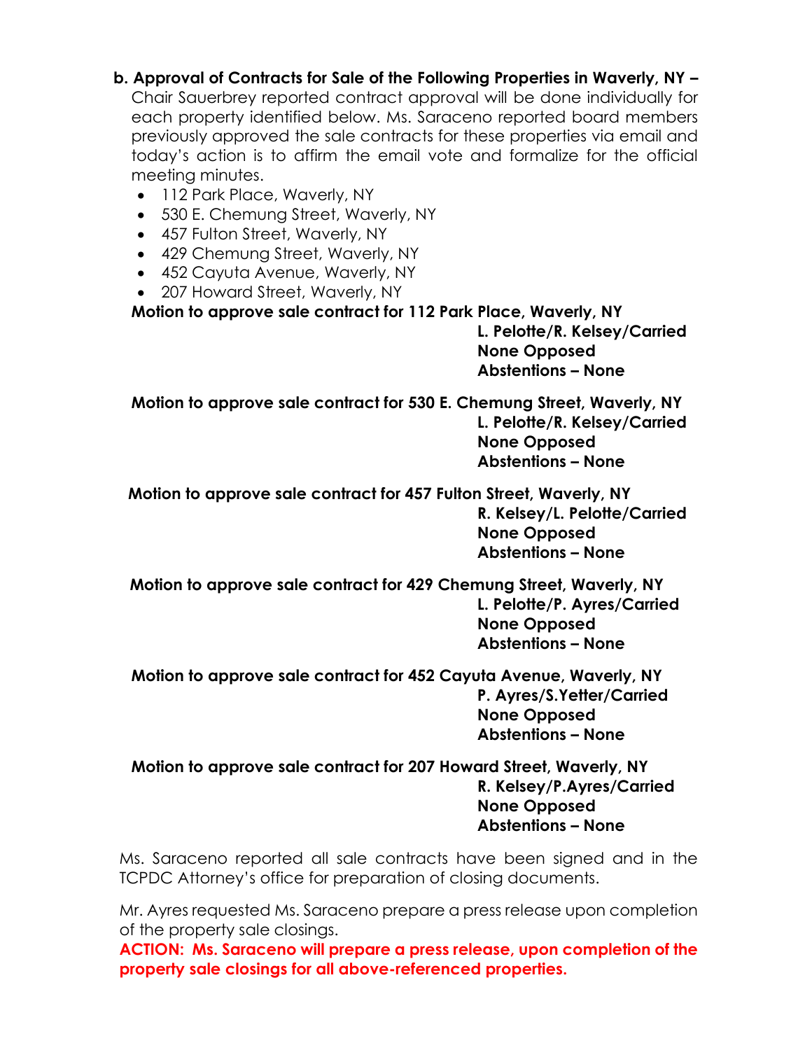**b. Approval of Contracts for Sale of the Following Properties in Waverly, NY –** Chair Sauerbrey reported contract approval will be done individually for each property identified below. Ms. Saraceno reported board members previously approved the sale contracts for these properties via email and today's action is to affirm the email vote and formalize for the official meeting minutes.

- 112 Park Place, Waverly, NY
- 530 E. Chemung Street, Waverly, NY
- 457 Fulton Street, Waverly, NY
- 429 Chemung Street, Waverly, NY
- 452 Cayuta Avenue, Waverly, NY
- 207 Howard Street, Waverly, NY

**Motion to approve sale contract for 112 Park Place, Waverly, NY**
**L. Pelotte/R. Kelsey/Carried**
**None Opposed**
**Abstentions – None**

**Motion to approve sale contract for 530 E. Chemung Street, Waverly, NY**
**L. Pelotte/R. Kelsey/Carried**
**None Opposed**
**Abstentions – None**

**Motion to approve sale contract for 457 Fulton Street, Waverly, NY**
**R. Kelsey/L. Pelotte/Carried**
**None Opposed**
**Abstentions – None**

**Motion to approve sale contract for 429 Chemung Street, Waverly, NY**
**L. Pelotte/P. Ayres/Carried**
**None Opposed**
**Abstentions – None**

**Motion to approve sale contract for 452 Cayuta Avenue, Waverly, NY**
**P. Ayres/S.Yetter/Carried**
**None Opposed**
**Abstentions – None**

**Motion to approve sale contract for 207 Howard Street, Waverly, NY**
**R. Kelsey/P.Ayres/Carried**
**None Opposed**
**Abstentions – None**

Ms. Saraceno reported all sale contracts have been signed and in the TCPDC Attorney's office for preparation of closing documents.

Mr. Ayres requested Ms. Saraceno prepare a press release upon completion of the property sale closings.

**ACTION: Ms. Saraceno will prepare a press release, upon completion of the property sale closings for all above-referenced properties.**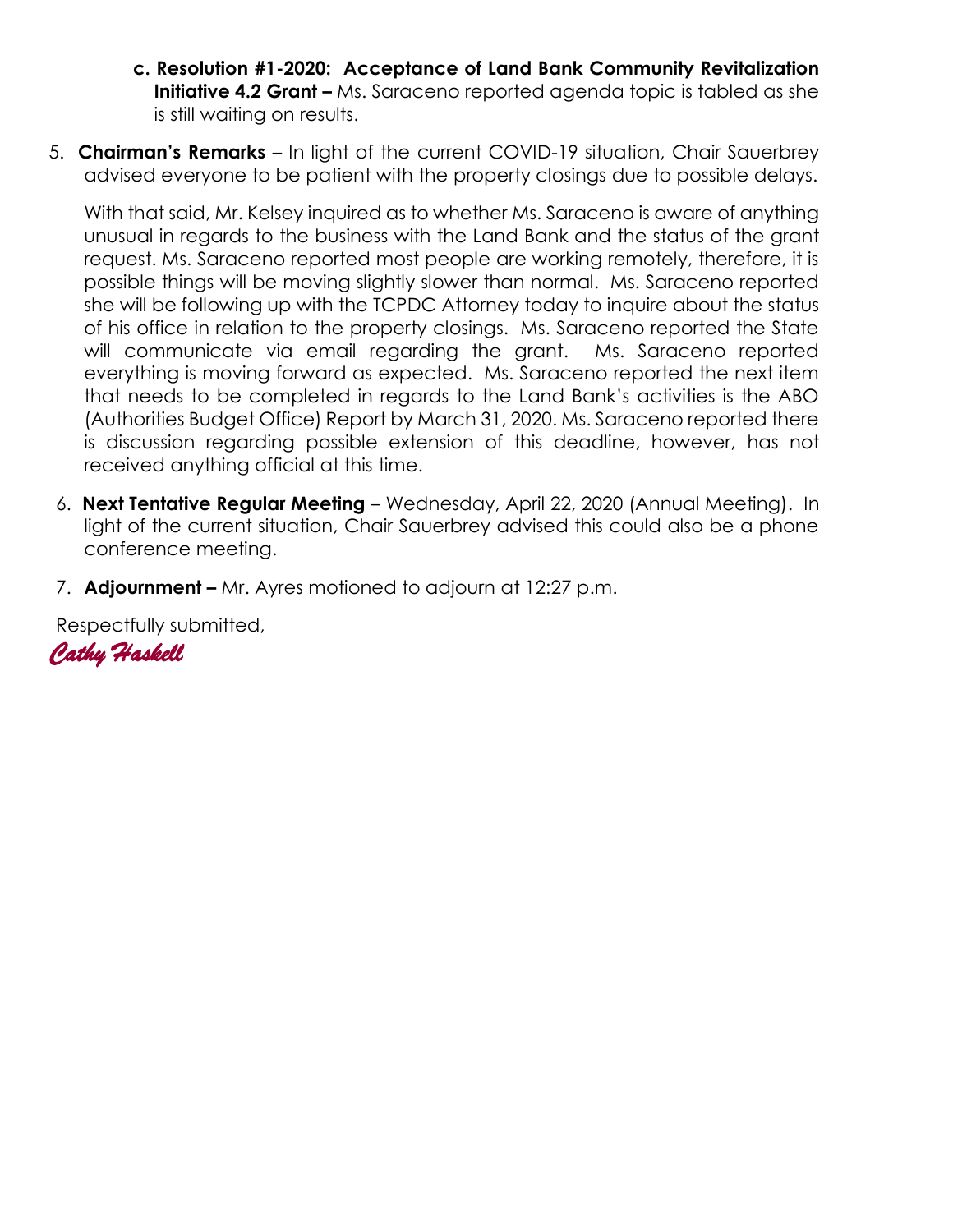c. **Resolution #1-2020: Acceptance of Land Bank Community Revitalization Initiative 4.2 Grant –** Ms. Saraceno reported agenda topic is tabled as she is still waiting on results.

5. **Chairman's Remarks** – In light of the current COVID-19 situation, Chair Sauerbrey advised everyone to be patient with the property closings due to possible delays.

   With that said, Mr. Kelsey inquired as to whether Ms. Saraceno is aware of anything unusual in regards to the business with the Land Bank and the status of the grant request. Ms. Saraceno reported most people are working remotely, therefore, it is possible things will be moving slightly slower than normal. Ms. Saraceno reported she will be following up with the TCPDC Attorney today to inquire about the status of his office in relation to the property closings. Ms. Saraceno reported the State will communicate via email regarding the grant. Ms. Saraceno reported everything is moving forward as expected. Ms. Saraceno reported the next item that needs to be completed in regards to the Land Bank's activities is the ABO (Authorities Budget Office) Report by March 31, 2020. Ms. Saraceno reported there is discussion regarding possible extension of this deadline, however, has not received anything official at this time.

6. **Next Tentative Regular Meeting** – Wednesday, April 22, 2020 (Annual Meeting). In light of the current situation, Chair Sauerbrey advised this could also be a phone conference meeting.

7. **Adjournment –** Mr. Ayres motioned to adjourn at 12:27 p.m.

Respectfully submitted,

*Cathy Haskell*